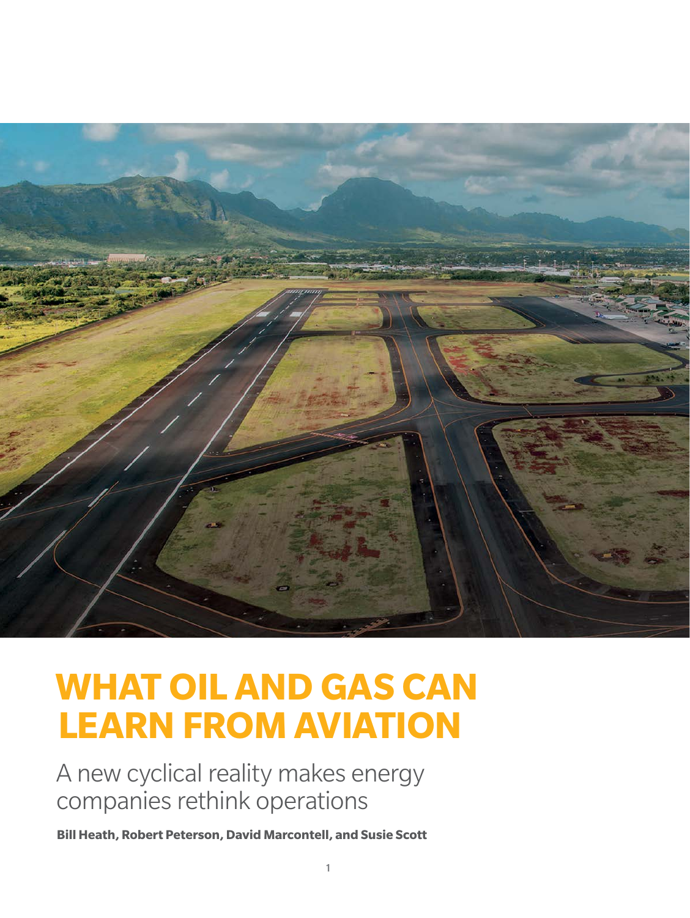# WHAT OIL AND GAS CAN LEARN FROM AVIATION

A new cyclical reality makes energy companies rethink operations

**Bill Heath, Robert Peterson, David Marcontell, and Susie Scott**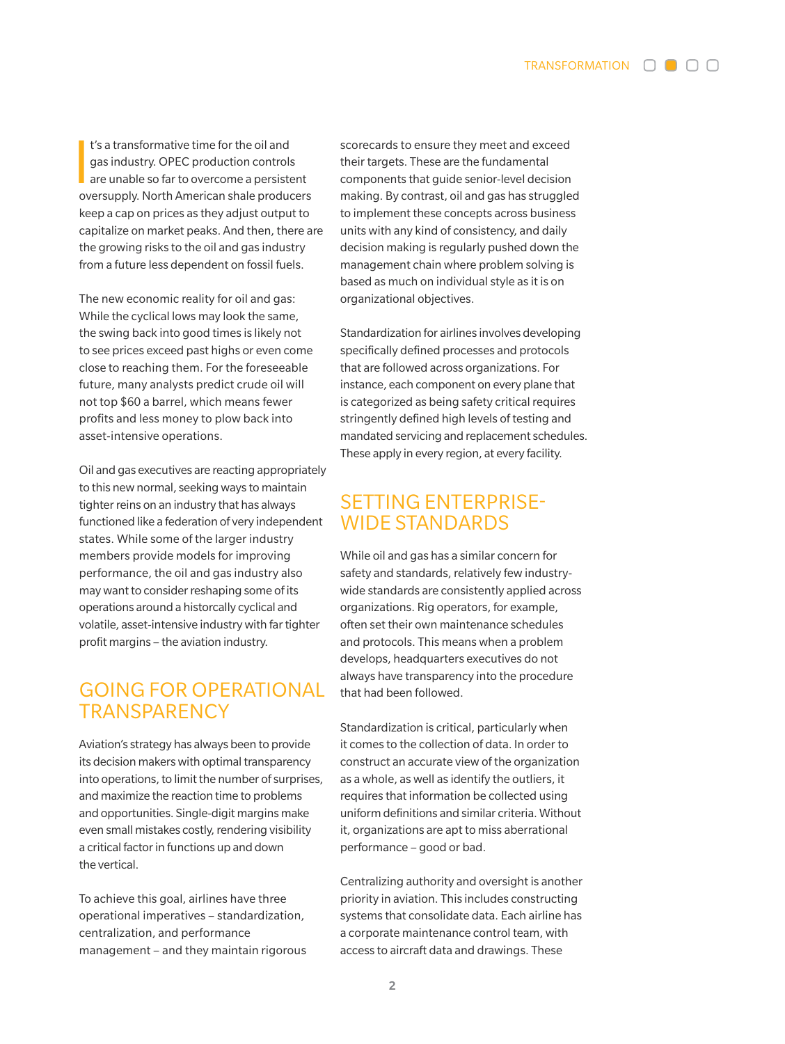It's a transformative time for the oil and gas industry. OPEC production controls are unable so far to overcome a persistent oversupply. North American shale producers keep a cap on prices as they adjust output to capitalize on market peaks. And then, there are the growing risks to the oil and gas industry from a future less dependent on fossil fuels.

The new economic reality for oil and gas: While the cyclical lows may look the same, the swing back into good times is likely not to see prices exceed past highs or even come close to reaching them. For the foreseeable future, many analysts predict crude oil will not top $60 a barrel, which means fewer profits and less money to plow back into asset-intensive operations.

Oil and gas executives are reacting appropriately to this new normal, seeking ways to maintain tighter reins on an industry that has always functioned like a federation of very independent states. While some of the larger industry members provide models for improving performance, the oil and gas industry also may want to consider reshaping some of its operations around a historcally cyclical and volatile, asset-intensive industry with far tighter profit margins – the aviation industry.

## GOING FOR OPERATIONAL TRANSPARENCY

Aviation's strategy has always been to provide its decision makers with optimal transparency into operations, to limit the number of surprises, and maximize the reaction time to problems and opportunities. Single-digit margins make even small mistakes costly, rendering visibility a critical factor in functions up and down the vertical.

To achieve this goal, airlines have three operational imperatives – standardization, centralization, and performance management – and they maintain rigorous scorecards to ensure they meet and exceed their targets. These are the fundamental components that guide senior-level decision making. By contrast, oil and gas has struggled to implement these concepts across business units with any kind of consistency, and daily decision making is regularly pushed down the management chain where problem solving is based as much on individual style as it is on organizational objectives.

Standardization for airlines involves developing specifically defined processes and protocols that are followed across organizations. For instance, each component on every plane that is categorized as being safety critical requires stringently defined high levels of testing and mandated servicing and replacement schedules. These apply in every region, at every facility.

## SETTING ENTERPRISE-WIDE STANDARDS

While oil and gas has a similar concern for safety and standards, relatively few industry-wide standards are consistently applied across organizations. Rig operators, for example, often set their own maintenance schedules and protocols. This means when a problem develops, headquarters executives do not always have transparency into the procedure that had been followed.

Standardization is critical, particularly when it comes to the collection of data. In order to construct an accurate view of the organization as a whole, as well as identify the outliers, it requires that information be collected using uniform definitions and similar criteria. Without it, organizations are apt to miss aberrational performance – good or bad.

Centralizing authority and oversight is another priority in aviation. This includes constructing systems that consolidate data. Each airline has a corporate maintenance control team, with access to aircraft data and drawings. These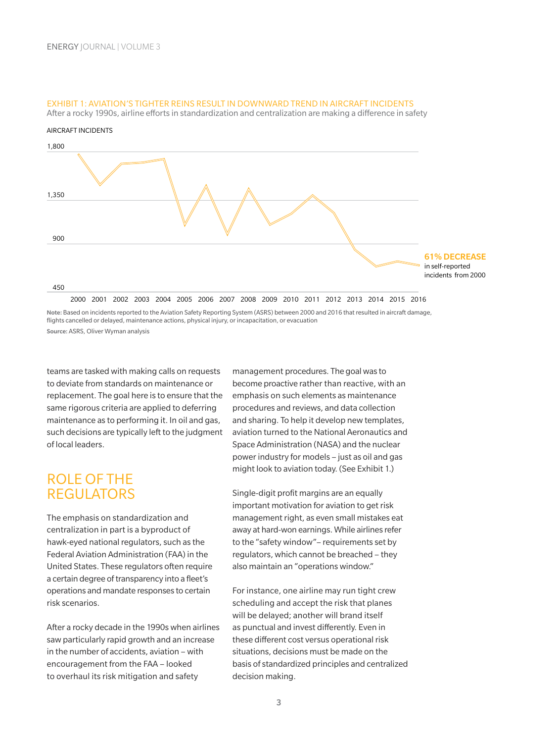EXHIBIT 1: AVIATION'S TIGHTER REINS RESULT IN DOWNWARD TREND IN AIRCRAFT INCIDENTS

After a rocky 1990s, airline efforts in standardization and centralization are making a difference in safety

AIRCRAFT INCIDENTS

1,800

1,350

900

450

2000 2001 2002 2003 2004 2005 2006 2007 2008 2009 2010 2011 2012 2013 2014 2015 2016

**61% DECREASE** in self-reported incidents from 2000

**Note:** Based on incidents reported to the Aviation Safety Reporting System (ASRS) between 2000 and 2016 that resulted in aircraft damage, flights cancelled or delayed, maintenance actions, physical injury, or incapacitation, or evacuation

**Source:** ASRS, Oliver Wyman analysis

teams are tasked with making calls on requests to deviate from standards on maintenance or replacement. The goal here is to ensure that the same rigorous criteria are applied to deferring maintenance as to performing it. In oil and gas, such decisions are typically left to the judgment of local leaders.

## ROLE OF THE REGULATORS

The emphasis on standardization and centralization in part is a byproduct of hawk-eyed national regulators, such as the Federal Aviation Administration (FAA) in the United States. These regulators often require a certain degree of transparency into a fleet's operations and mandate responses to certain risk scenarios.

After a rocky decade in the 1990s when airlines saw particularly rapid growth and an increase in the number of accidents, aviation – with encouragement from the FAA – looked to overhaul its risk mitigation and safety management procedures. The goal was to become proactive rather than reactive, with an emphasis on such elements as maintenance procedures and reviews, and data collection and sharing. To help it develop new templates, aviation turned to the National Aeronautics and Space Administration (NASA) and the nuclear power industry for models – just as oil and gas might look to aviation today. (See Exhibit 1.)

Single-digit profit margins are an equally important motivation for aviation to get risk management right, as even small mistakes eat away at hard-won earnings. While airlines refer to the "safety window"– requirements set by regulators, which cannot be breached – they also maintain an "operations window."

For instance, one airline may run tight crew scheduling and accept the risk that planes will be delayed; another will brand itself as punctual and invest differently. Even in these different cost versus operational risk situations, decisions must be made on the basis of standardized principles and centralized decision making.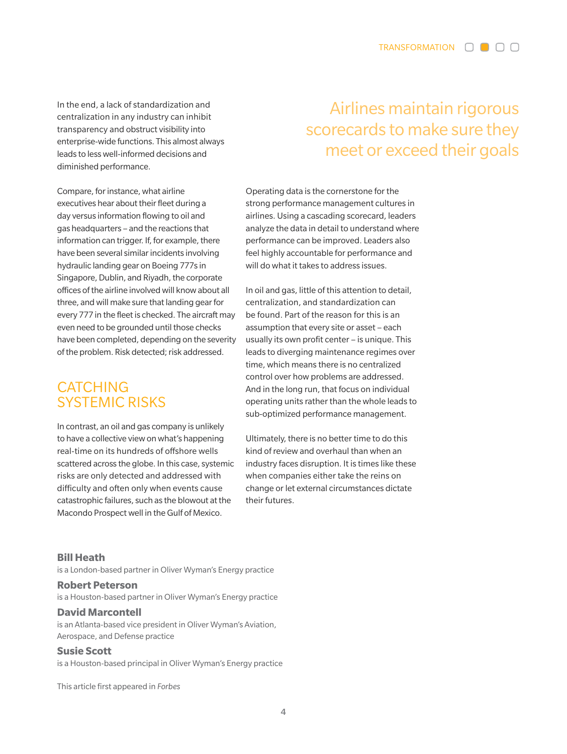In the end, a lack of standardization and centralization in any industry can inhibit transparency and obstruct visibility into enterprise-wide functions. This almost always leads to less well-informed decisions and diminished performance.

Compare, for instance, what airline executives hear about their fleet during a day versus information flowing to oil and gas headquarters – and the reactions that information can trigger. If, for example, there have been several similar incidents involving hydraulic landing gear on Boeing 777s in Singapore, Dublin, and Riyadh, the corporate offices of the airline involved will know about all three, and will make sure that landing gear for every 777 in the fleet is checked. The aircraft may even need to be grounded until those checks have been completed, depending on the severity of the problem. Risk detected; risk addressed.

## CATCHING SYSTEMIC RISKS

In contrast, an oil and gas company is unlikely to have a collective view on what's happening real-time on its hundreds of offshore wells scattered across the globe. In this case, systemic risks are only detected and addressed with difficulty and often only when events cause catastrophic failures, such as the blowout at the Macondo Prospect well in the Gulf of Mexico.

> Airlines maintain rigorous scorecards to make sure they meet or exceed their goals

Operating data is the cornerstone for the strong performance management cultures in airlines. Using a cascading scorecard, leaders analyze the data in detail to understand where performance can be improved. Leaders also feel highly accountable for performance and will do what it takes to address issues.

In oil and gas, little of this attention to detail, centralization, and standardization can be found. Part of the reason for this is an assumption that every site or asset – each usually its own profit center – is unique. This leads to diverging maintenance regimes over time, which means there is no centralized control over how problems are addressed. And in the long run, that focus on individual operating units rather than the whole leads to sub-optimized performance management.

Ultimately, there is no better time to do this kind of review and overhaul than when an industry faces disruption. It is times like these when companies either take the reins on change or let external circumstances dictate their futures.

**Bill Heath**
is a London-based partner in Oliver Wyman's Energy practice

**Robert Peterson**
is a Houston-based partner in Oliver Wyman's Energy practice

**David Marcontell**
is an Atlanta-based vice president in Oliver Wyman's Aviation, Aerospace, and Defense practice

**Susie Scott**
is a Houston-based principal in Oliver Wyman's Energy practice

This article first appeared in *Forbes*